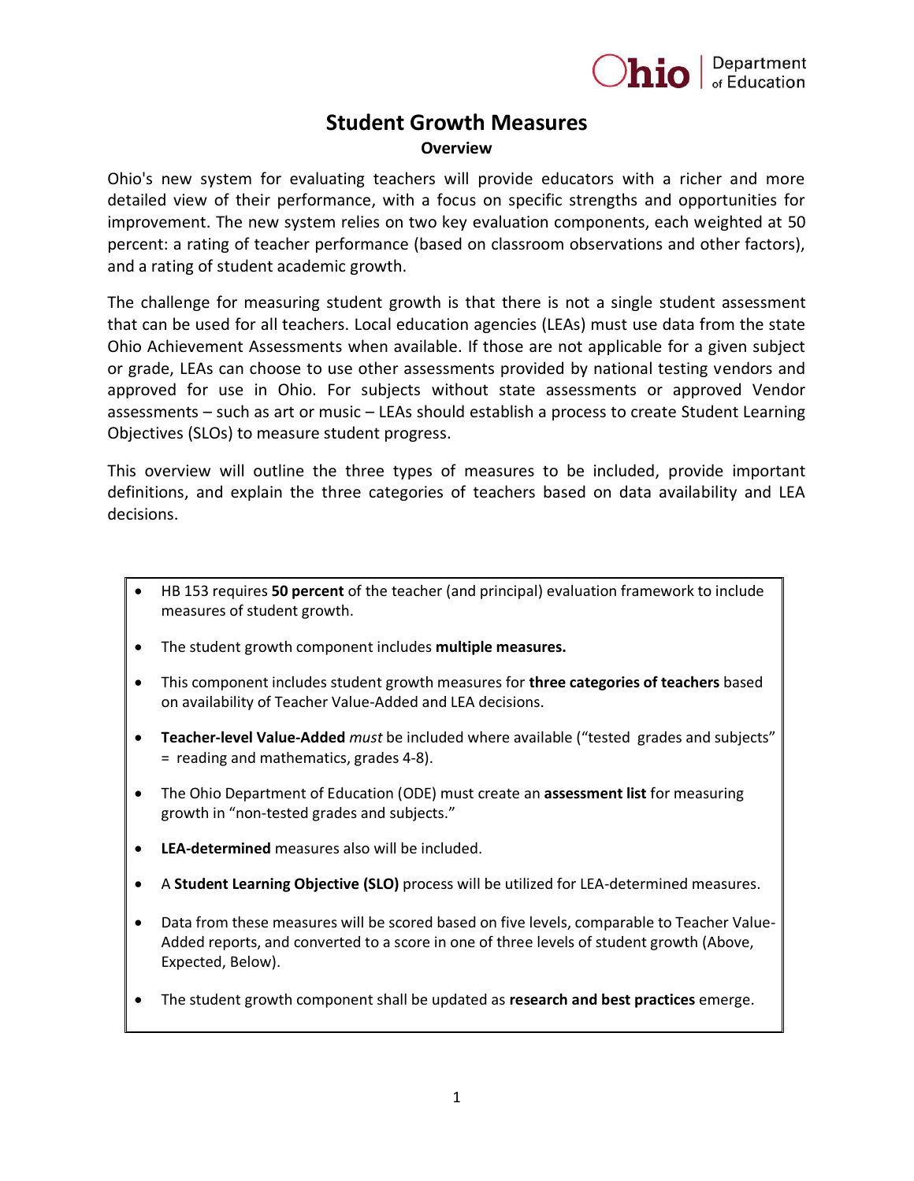# Student Growth Measures

## Overview

Ohio's new system for evaluating teachers will provide educators with a richer and more detailed view of their performance, with a focus on specific strengths and opportunities for improvement. The new system relies on two key evaluation components, each weighted at 50 percent: a rating of teacher performance (based on classroom observations and other factors), and a rating of student academic growth.

The challenge for measuring student growth is that there is not a single student assessment that can be used for all teachers. Local education agencies (LEAs) must use data from the state Ohio Achievement Assessments when available. If those are not applicable for a given subject or grade, LEAs can choose to use other assessments provided by national testing vendors and approved for use in Ohio. For subjects without state assessments or approved Vendor assessments – such as art or music – LEAs should establish a process to create Student Learning Objectives (SLOs) to measure student progress.

This overview will outline the three types of measures to be included, provide important definitions, and explain the three categories of teachers based on data availability and LEA decisions.

- HB 153 requires **50 percent** of the teacher (and principal) evaluation framework to include measures of student growth.
- The student growth component includes **multiple measures.**
- This component includes student growth measures for **three categories of teachers** based on availability of Teacher Value-Added and LEA decisions.
- **Teacher-level Value-Added** *must* be included where available ("tested grades and subjects" = reading and mathematics, grades 4-8).
- The Ohio Department of Education (ODE) must create an **assessment list** for measuring growth in "non-tested grades and subjects."
- **LEA-determined** measures also will be included.
- A **Student Learning Objective (SLO)** process will be utilized for LEA-determined measures.
- Data from these measures will be scored based on five levels, comparable to Teacher Value-Added reports, and converted to a score in one of three levels of student growth (Above, Expected, Below).
- The student growth component shall be updated as **research and best practices** emerge.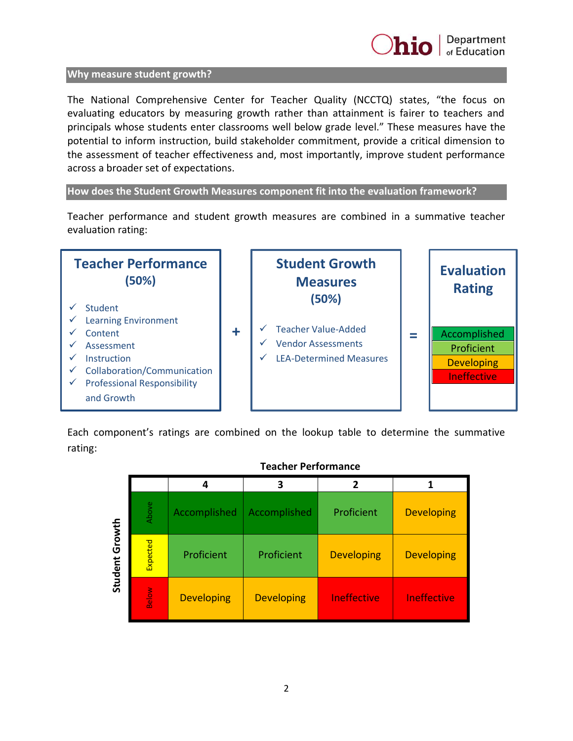## Why measure student growth?

The National Comprehensive Center for Teacher Quality (NCCTQ) states, "the focus on evaluating educators by measuring growth rather than attainment is fairer to teachers and principals whose students enter classrooms well below grade level." These measures have the potential to inform instruction, build stakeholder commitment, provide a critical dimension to the assessment of teacher effectiveness and, most importantly, improve student performance across a broader set of expectations.

## How does the Student Growth Measures component fit into the evaluation framework?

Teacher performance and student growth measures are combined in a summative teacher evaluation rating:

**Teacher Performance (50%)**

- ✓ Student
- ✓ Learning Environment
- ✓ Content
- ✓ Assessment
- ✓ Instruction
- ✓ Collaboration/Communication
- ✓ Professional Responsibility and Growth

**+**

**Student Growth Measures (50%)**

- ✓ Teacher Value-Added
- ✓ Vendor Assessments
- ✓ LEA-Determined Measures

**=**

**Evaluation Rating**

- Accomplished
- Proficient
- Developing
- Ineffective

Each component's ratings are combined on the lookup table to determine the summative rating:

**Teacher Performance**

| Student Growth | 4 | 3 | 2 | 1 |
|---|---|---|---|---|
| Above | Accomplished | Accomplished | Proficient | Developing |
| Expected | Proficient | Proficient | Developing | Developing |
| Below | Developing | Developing | Ineffective | Ineffective |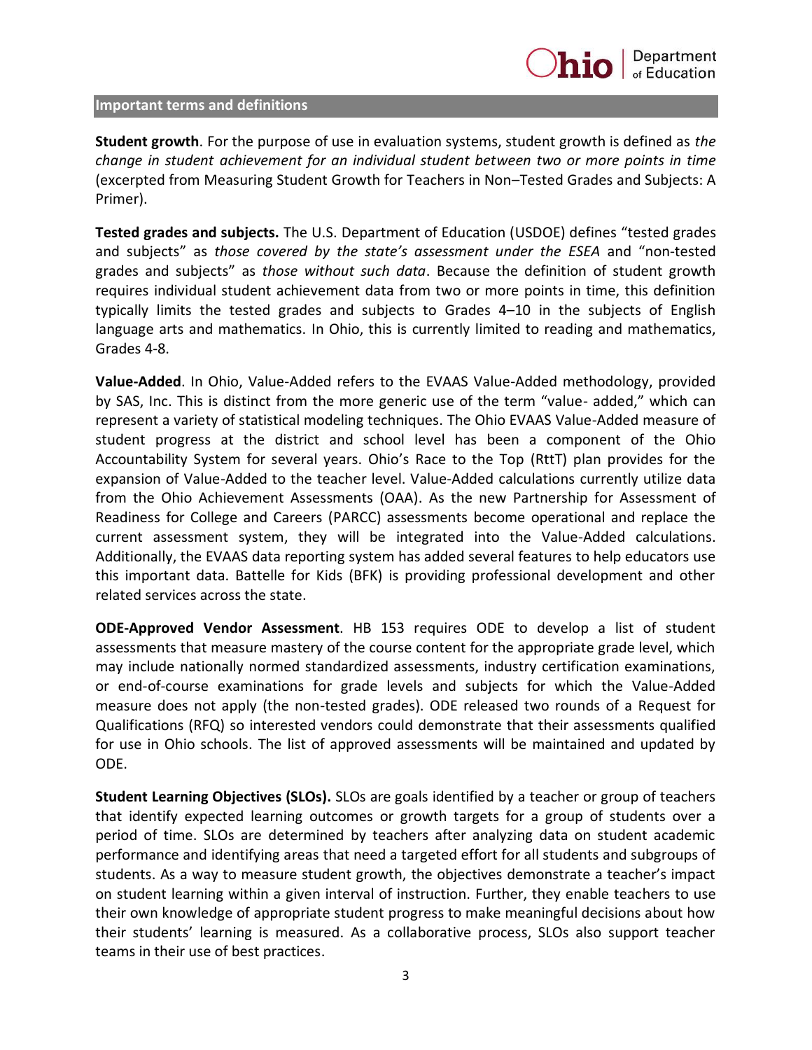## Important terms and definitions

**Student growth**. For the purpose of use in evaluation systems, student growth is defined as *the change in student achievement for an individual student between two or more points in time* (excerpted from Measuring Student Growth for Teachers in Non–Tested Grades and Subjects: A Primer).

**Tested grades and subjects.** The U.S. Department of Education (USDOE) defines "tested grades and subjects" as *those covered by the state's assessment under the ESEA* and "non-tested grades and subjects" as *those without such data*. Because the definition of student growth requires individual student achievement data from two or more points in time, this definition typically limits the tested grades and subjects to Grades 4–10 in the subjects of English language arts and mathematics. In Ohio, this is currently limited to reading and mathematics, Grades 4-8.

**Value-Added**. In Ohio, Value-Added refers to the EVAAS Value-Added methodology, provided by SAS, Inc. This is distinct from the more generic use of the term "value- added," which can represent a variety of statistical modeling techniques. The Ohio EVAAS Value-Added measure of student progress at the district and school level has been a component of the Ohio Accountability System for several years. Ohio's Race to the Top (RttT) plan provides for the expansion of Value-Added to the teacher level. Value-Added calculations currently utilize data from the Ohio Achievement Assessments (OAA). As the new Partnership for Assessment of Readiness for College and Careers (PARCC) assessments become operational and replace the current assessment system, they will be integrated into the Value-Added calculations. Additionally, the EVAAS data reporting system has added several features to help educators use this important data. Battelle for Kids (BFK) is providing professional development and other related services across the state.

**ODE-Approved Vendor Assessment**. HB 153 requires ODE to develop a list of student assessments that measure mastery of the course content for the appropriate grade level, which may include nationally normed standardized assessments, industry certification examinations, or end-of-course examinations for grade levels and subjects for which the Value-Added measure does not apply (the non-tested grades). ODE released two rounds of a Request for Qualifications (RFQ) so interested vendors could demonstrate that their assessments qualified for use in Ohio schools. The list of approved assessments will be maintained and updated by ODE.

**Student Learning Objectives (SLOs).** SLOs are goals identified by a teacher or group of teachers that identify expected learning outcomes or growth targets for a group of students over a period of time. SLOs are determined by teachers after analyzing data on student academic performance and identifying areas that need a targeted effort for all students and subgroups of students. As a way to measure student growth, the objectives demonstrate a teacher's impact on student learning within a given interval of instruction. Further, they enable teachers to use their own knowledge of appropriate student progress to make meaningful decisions about how their students' learning is measured. As a collaborative process, SLOs also support teacher teams in their use of best practices.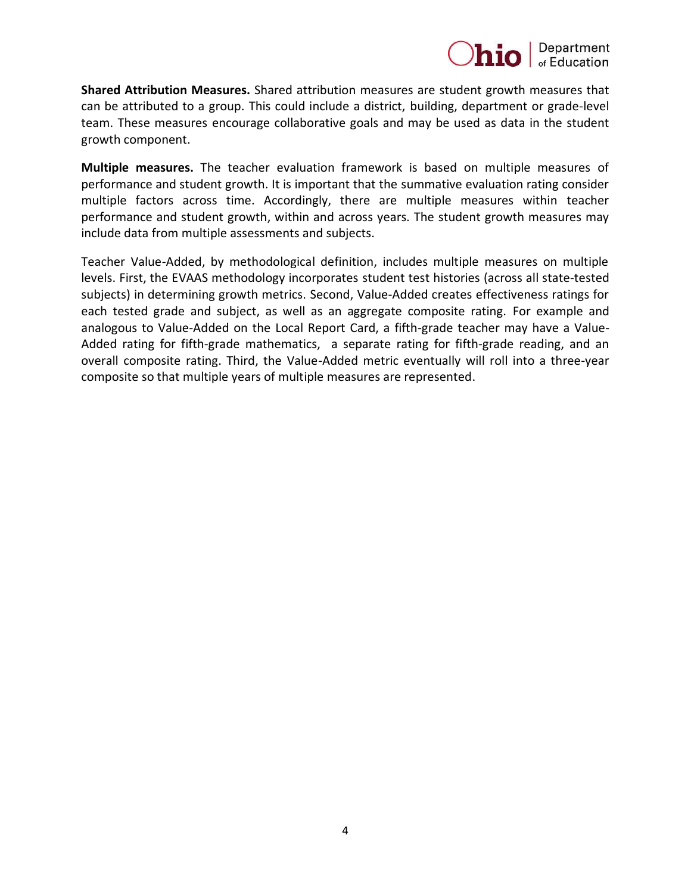**Shared Attribution Measures.** Shared attribution measures are student growth measures that can be attributed to a group. This could include a district, building, department or grade-level team. These measures encourage collaborative goals and may be used as data in the student growth component.

**Multiple measures.** The teacher evaluation framework is based on multiple measures of performance and student growth. It is important that the summative evaluation rating consider multiple factors across time. Accordingly, there are multiple measures within teacher performance and student growth, within and across years. The student growth measures may include data from multiple assessments and subjects.

Teacher Value-Added, by methodological definition, includes multiple measures on multiple levels. First, the EVAAS methodology incorporates student test histories (across all state-tested subjects) in determining growth metrics. Second, Value-Added creates effectiveness ratings for each tested grade and subject, as well as an aggregate composite rating. For example and analogous to Value-Added on the Local Report Card, a fifth-grade teacher may have a Value-Added rating for fifth-grade mathematics, a separate rating for fifth-grade reading, and an overall composite rating. Third, the Value-Added metric eventually will roll into a three-year composite so that multiple years of multiple measures are represented.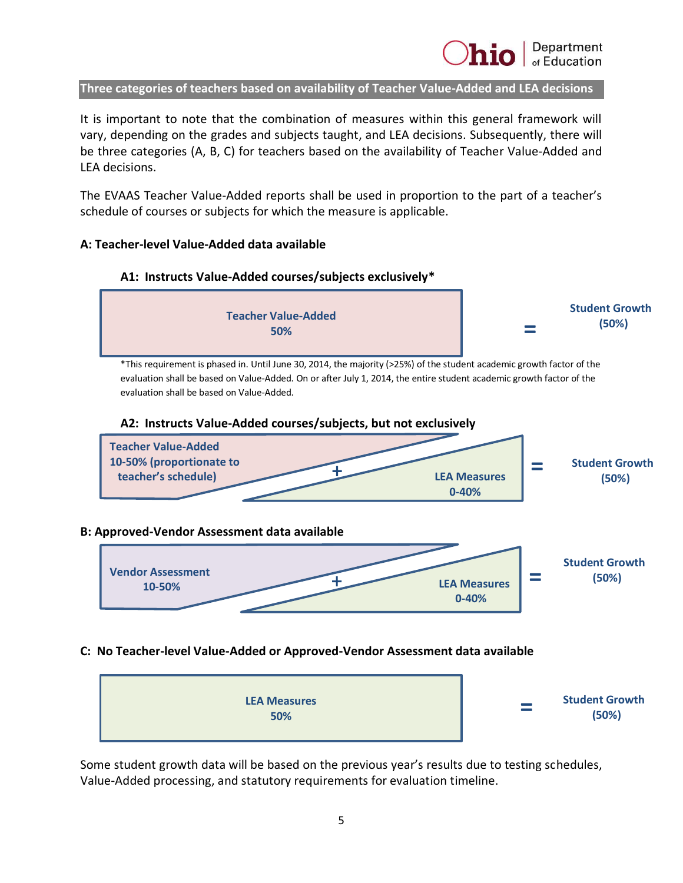## Three categories of teachers based on availability of Teacher Value-Added and LEA decisions

It is important to note that the combination of measures within this general framework will vary, depending on the grades and subjects taught, and LEA decisions. Subsequently, there will be three categories (A, B, C) for teachers based on the availability of Teacher Value-Added and LEA decisions.

The EVAAS Teacher Value-Added reports shall be used in proportion to the part of a teacher's schedule of courses or subjects for which the measure is applicable.

### A: Teacher-level Value-Added data available

#### A1: Instructs Value-Added courses/subjects exclusively*

**Teacher Value-Added 50%** = **Student Growth (50%)**

*This requirement is phased in. Until June 30, 2014, the majority (>25%) of the student academic growth factor of the evaluation shall be based on Value-Added. On or after July 1, 2014, the entire student academic growth factor of the evaluation shall be based on Value-Added.

#### A2: Instructs Value-Added courses/subjects, but not exclusively

**Teacher Value-Added 10-50% (proportionate to teacher's schedule)** + **LEA Measures 0-40%** = **Student Growth (50%)**

### B: Approved-Vendor Assessment data available

**Vendor Assessment 10-50%** + **LEA Measures 0-40%** = **Student Growth (50%)**

### C: No Teacher-level Value-Added or Approved-Vendor Assessment data available

**LEA Measures 50%** = **Student Growth (50%)**

Some student growth data will be based on the previous year's results due to testing schedules, Value-Added processing, and statutory requirements for evaluation timeline.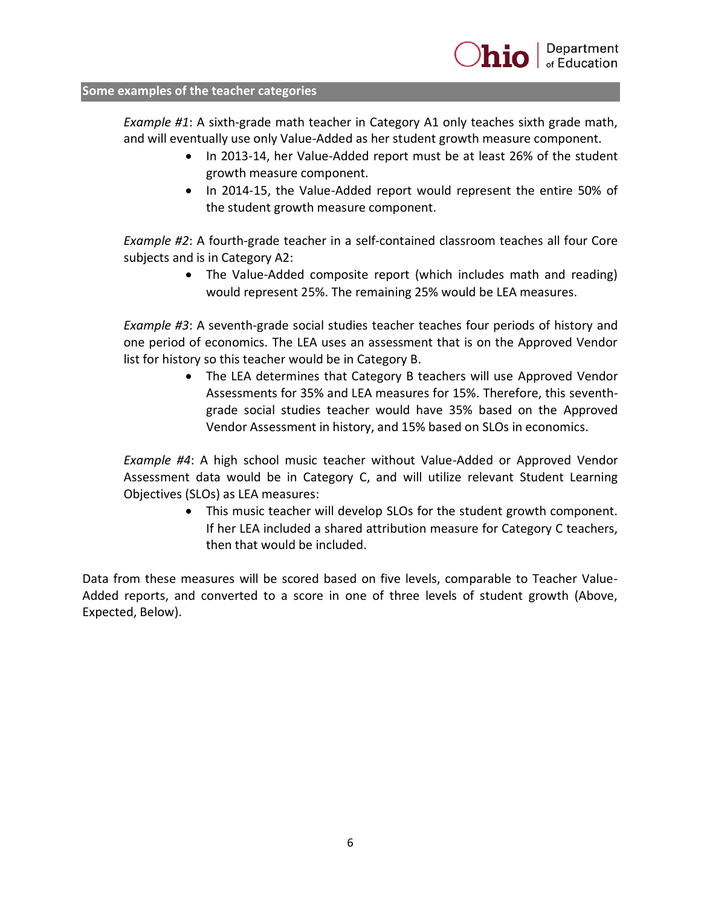## Some examples of the teacher categories

*Example #1*: A sixth-grade math teacher in Category A1 only teaches sixth grade math, and will eventually use only Value-Added as her student growth measure component.

- In 2013-14, her Value-Added report must be at least 26% of the student growth measure component.
- In 2014-15, the Value-Added report would represent the entire 50% of the student growth measure component.

*Example #2*: A fourth-grade teacher in a self-contained classroom teaches all four Core subjects and is in Category A2:

- The Value-Added composite report (which includes math and reading) would represent 25%. The remaining 25% would be LEA measures.

*Example #3*: A seventh-grade social studies teacher teaches four periods of history and one period of economics. The LEA uses an assessment that is on the Approved Vendor list for history so this teacher would be in Category B.

- The LEA determines that Category B teachers will use Approved Vendor Assessments for 35% and LEA measures for 15%. Therefore, this seventh-grade social studies teacher would have 35% based on the Approved Vendor Assessment in history, and 15% based on SLOs in economics.

*Example #4*: A high school music teacher without Value-Added or Approved Vendor Assessment data would be in Category C, and will utilize relevant Student Learning Objectives (SLOs) as LEA measures:

- This music teacher will develop SLOs for the student growth component. If her LEA included a shared attribution measure for Category C teachers, then that would be included.

Data from these measures will be scored based on five levels, comparable to Teacher Value-Added reports, and converted to a score in one of three levels of student growth (Above, Expected, Below).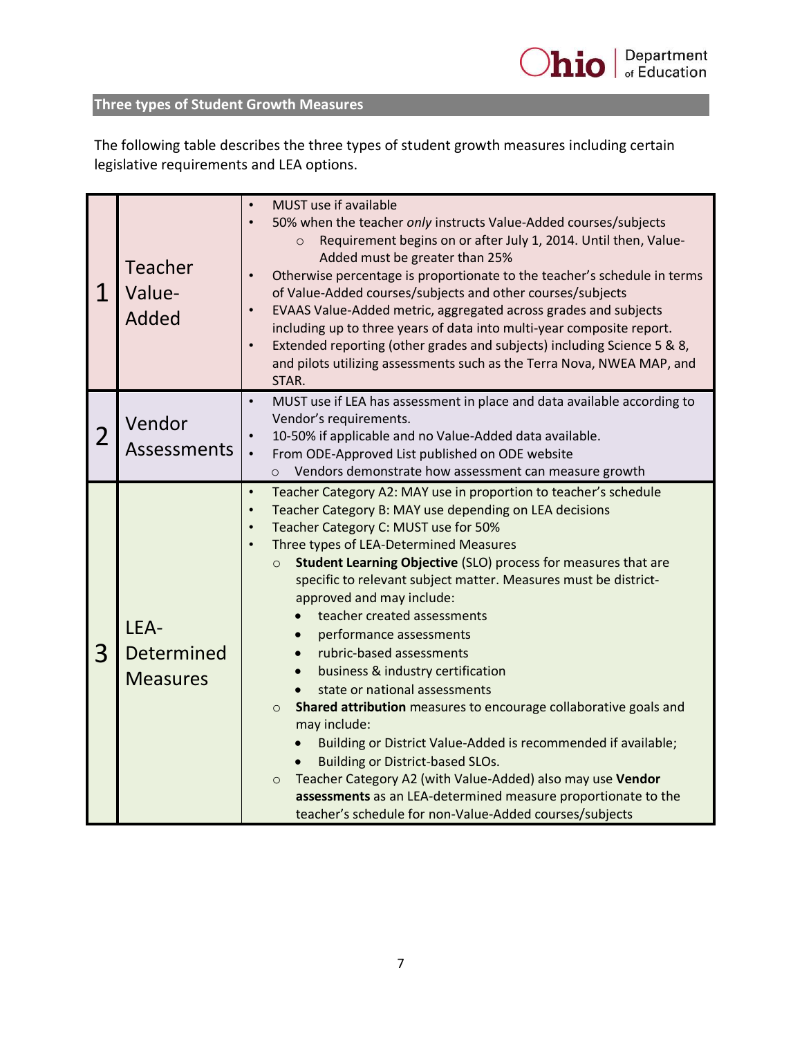## Three types of Student Growth Measures

The following table describes the three types of student growth measures including certain legislative requirements and LEA options.

| | | |
|---|---|---|
| 1 | Teacher Value-Added | • MUST use if available<br>• 50% when the teacher *only* instructs Value-Added courses/subjects<br>  ○ Requirement begins on or after July 1, 2014. Until then, Value-Added must be greater than 25%<br>• Otherwise percentage is proportionate to the teacher's schedule in terms of Value-Added courses/subjects and other courses/subjects<br>• EVAAS Value-Added metric, aggregated across grades and subjects including up to three years of data into multi-year composite report.<br>• Extended reporting (other grades and subjects) including Science 5 & 8, and pilots utilizing assessments such as the Terra Nova, NWEA MAP, and STAR. |
| 2 | Vendor Assessments | • MUST use if LEA has assessment in place and data available according to Vendor's requirements.<br>• 10-50% if applicable and no Value-Added data available.<br>• From ODE-Approved List published on ODE website<br>  ○ Vendors demonstrate how assessment can measure growth |
| 3 | LEA-Determined Measures | • Teacher Category A2: MAY use in proportion to teacher's schedule<br>• Teacher Category B: MAY use depending on LEA decisions<br>• Teacher Category C: MUST use for 50%<br>• Three types of LEA-Determined Measures<br>  ○ **Student Learning Objective** (SLO) process for measures that are specific to relevant subject matter. Measures must be district-approved and may include:<br>    • teacher created assessments<br>    • performance assessments<br>    • rubric-based assessments<br>    • business & industry certification<br>    • state or national assessments<br>  ○ **Shared attribution** measures to encourage collaborative goals and may include:<br>    • Building or District Value-Added is recommended if available;<br>    • Building or District-based SLOs.<br>  ○ Teacher Category A2 (with Value-Added) also may use **Vendor assessments** as an LEA-determined measure proportionate to the teacher's schedule for non-Value-Added courses/subjects |